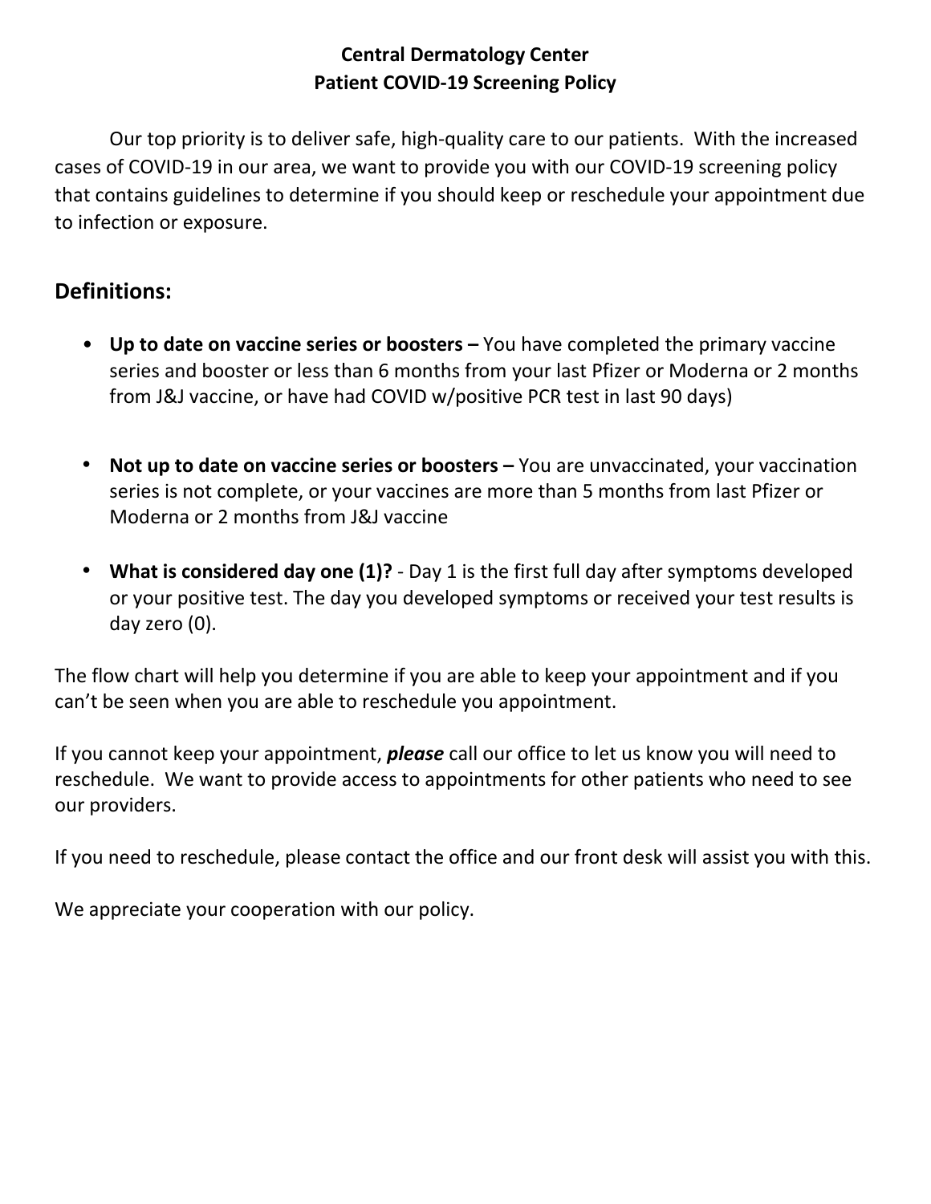**Central Dermatology Center**
**Patient COVID-19 Screening Policy**

Our top priority is to deliver safe, high-quality care to our patients. With the increased cases of COVID-19 in our area, we want to provide you with our COVID-19 screening policy that contains guidelines to determine if you should keep or reschedule your appointment due to infection or exposure.

## Definitions:

- **Up to date on vaccine series or boosters –** You have completed the primary vaccine series and booster or less than 6 months from your last Pfizer or Moderna or 2 months from J&J vaccine, or have had COVID w/positive PCR test in last 90 days)

- **Not up to date on vaccine series or boosters –** You are unvaccinated, your vaccination series is not complete, or your vaccines are more than 5 months from last Pfizer or Moderna or 2 months from J&J vaccine

- **What is considered day one (1)?** - Day 1 is the first full day after symptoms developed or your positive test. The day you developed symptoms or received your test results is day zero (0).

The flow chart will help you determine if you are able to keep your appointment and if you can't be seen when you are able to reschedule you appointment.

If you cannot keep your appointment, ***please*** call our office to let us know you will need to reschedule. We want to provide access to appointments for other patients who need to see our providers.

If you need to reschedule, please contact the office and our front desk will assist you with this.

We appreciate your cooperation with our policy.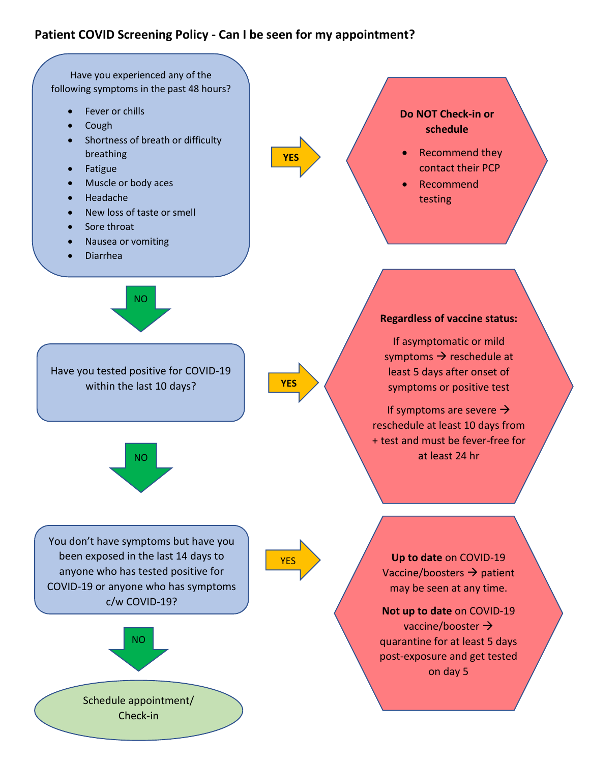## Patient COVID Screening Policy - Can I be seen for my appointment?

Have you experienced any of the following symptoms in the past 48 hours?

- Fever or chills
- Cough
- Shortness of breath or difficulty breathing
- Fatigue
- Muscle or body aces
- Headache
- New loss of taste or smell
- Sore throat
- Nausea or vomiting
- Diarrhea

**YES** → **Do NOT Check-in or schedule**

- Recommend they contact their PCP
- Recommend testing

NO ↓

Have you tested positive for COVID-19 within the last 10 days?

**YES** → **Regardless of vaccine status:**

If asymptomatic or mild symptoms → reschedule at least 5 days after onset of symptoms or positive test

If symptoms are severe → reschedule at least 10 days from + test and must be fever-free for at least 24 hr

NO ↓

You don't have symptoms but have you been exposed in the last 14 days to anyone who has tested positive for COVID-19 or anyone who has symptoms c/w COVID-19?

YES → **Up to date** on COVID-19 Vaccine/boosters → patient may be seen at any time.

**Not up to date** on COVID-19 vaccine/booster → quarantine for at least 5 days post-exposure and get tested on day 5

NO ↓

Schedule appointment/ Check-in